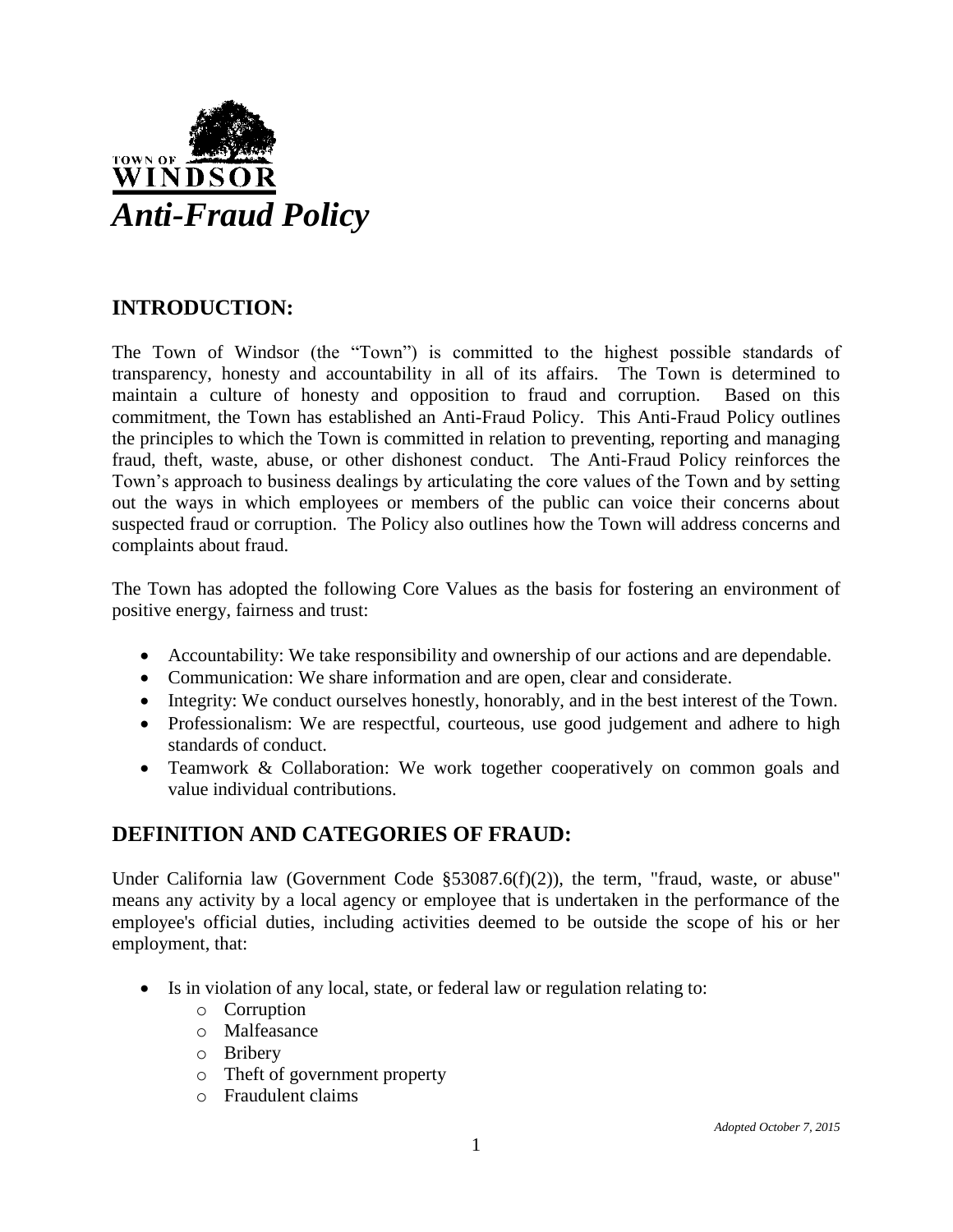TOWN OF WINDSOR

# *Anti-Fraud Policy*

## INTRODUCTION:

The Town of Windsor (the "Town") is committed to the highest possible standards of transparency, honesty and accountability in all of its affairs. The Town is determined to maintain a culture of honesty and opposition to fraud and corruption. Based on this commitment, the Town has established an Anti-Fraud Policy. This Anti-Fraud Policy outlines the principles to which the Town is committed in relation to preventing, reporting and managing fraud, theft, waste, abuse, or other dishonest conduct. The Anti-Fraud Policy reinforces the Town's approach to business dealings by articulating the core values of the Town and by setting out the ways in which employees or members of the public can voice their concerns about suspected fraud or corruption. The Policy also outlines how the Town will address concerns and complaints about fraud.

The Town has adopted the following Core Values as the basis for fostering an environment of positive energy, fairness and trust:

- Accountability: We take responsibility and ownership of our actions and are dependable.
- Communication: We share information and are open, clear and considerate.
- Integrity: We conduct ourselves honestly, honorably, and in the best interest of the Town.
- Professionalism: We are respectful, courteous, use good judgement and adhere to high standards of conduct.
- Teamwork & Collaboration: We work together cooperatively on common goals and value individual contributions.

## DEFINITION AND CATEGORIES OF FRAUD:

Under California law (Government Code §53087.6(f)(2)), the term, "fraud, waste, or abuse" means any activity by a local agency or employee that is undertaken in the performance of the employee's official duties, including activities deemed to be outside the scope of his or her employment, that:

- Is in violation of any local, state, or federal law or regulation relating to:
  - Corruption
  - Malfeasance
  - Bribery
  - Theft of government property
  - Fraudulent claims

*Adopted October 7, 2015*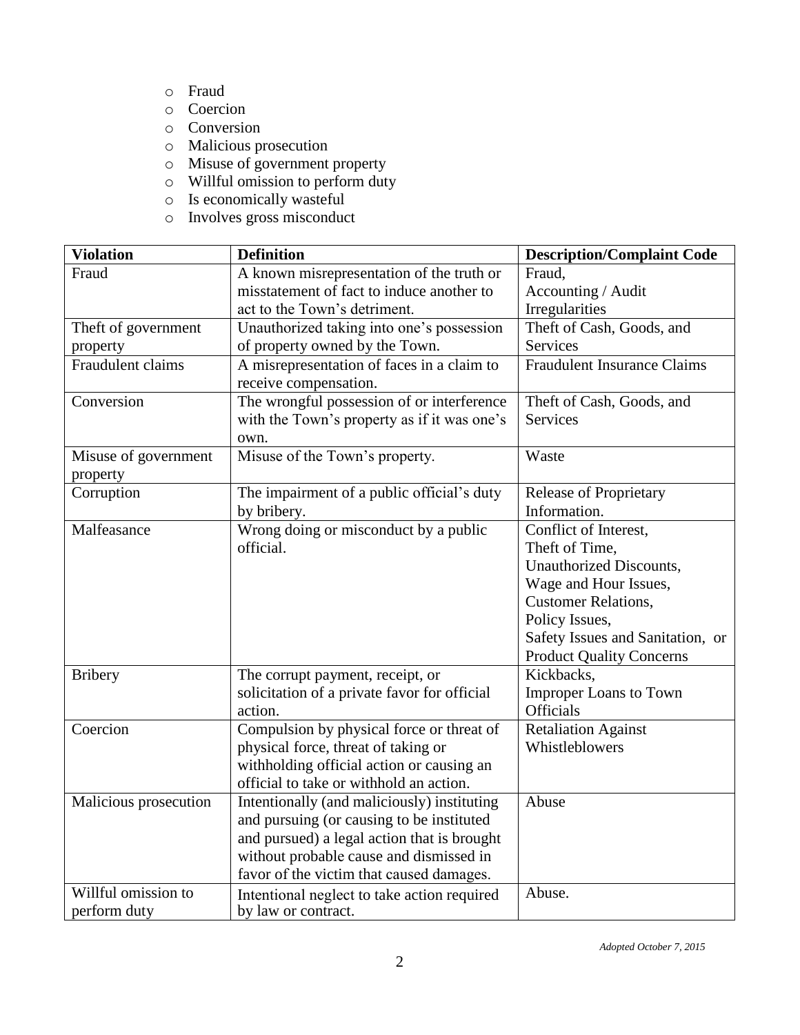- Fraud
- Coercion
- Conversion
- Malicious prosecution
- Misuse of government property
- Willful omission to perform duty
- Is economically wasteful
- Involves gross misconduct

| Violation | Definition | Description/Complaint Code |
| --- | --- | --- |
| Fraud | A known misrepresentation of the truth or misstatement of fact to induce another to act to the Town's detriment. | Fraud, Accounting / Audit Irregularities |
| Theft of government property | Unauthorized taking into one's possession of property owned by the Town. | Theft of Cash, Goods, and Services |
| Fraudulent claims | A misrepresentation of faces in a claim to receive compensation. | Fraudulent Insurance Claims |
| Conversion | The wrongful possession of or interference with the Town's property as if it was one's own. | Theft of Cash, Goods, and Services |
| Misuse of government property | Misuse of the Town's property. | Waste |
| Corruption | The impairment of a public official's duty by bribery. | Release of Proprietary Information. |
| Malfeasance | Wrong doing or misconduct by a public official. | Conflict of Interest, Theft of Time, Unauthorized Discounts, Wage and Hour Issues, Customer Relations, Policy Issues, Safety Issues and Sanitation, or Product Quality Concerns |
| Bribery | The corrupt payment, receipt, or solicitation of a private favor for official action. | Kickbacks, Improper Loans to Town Officials |
| Coercion | Compulsion by physical force or threat of physical force, threat of taking or withholding official action or causing an official to take or withhold an action. | Retaliation Against Whistleblowers |
| Malicious prosecution | Intentionally (and maliciously) instituting and pursuing (or causing to be instituted and pursued) a legal action that is brought without probable cause and dismissed in favor of the victim that caused damages. | Abuse |
| Willful omission to perform duty | Intentional neglect to take action required by law or contract. | Abuse. |

*Adopted October 7, 2015*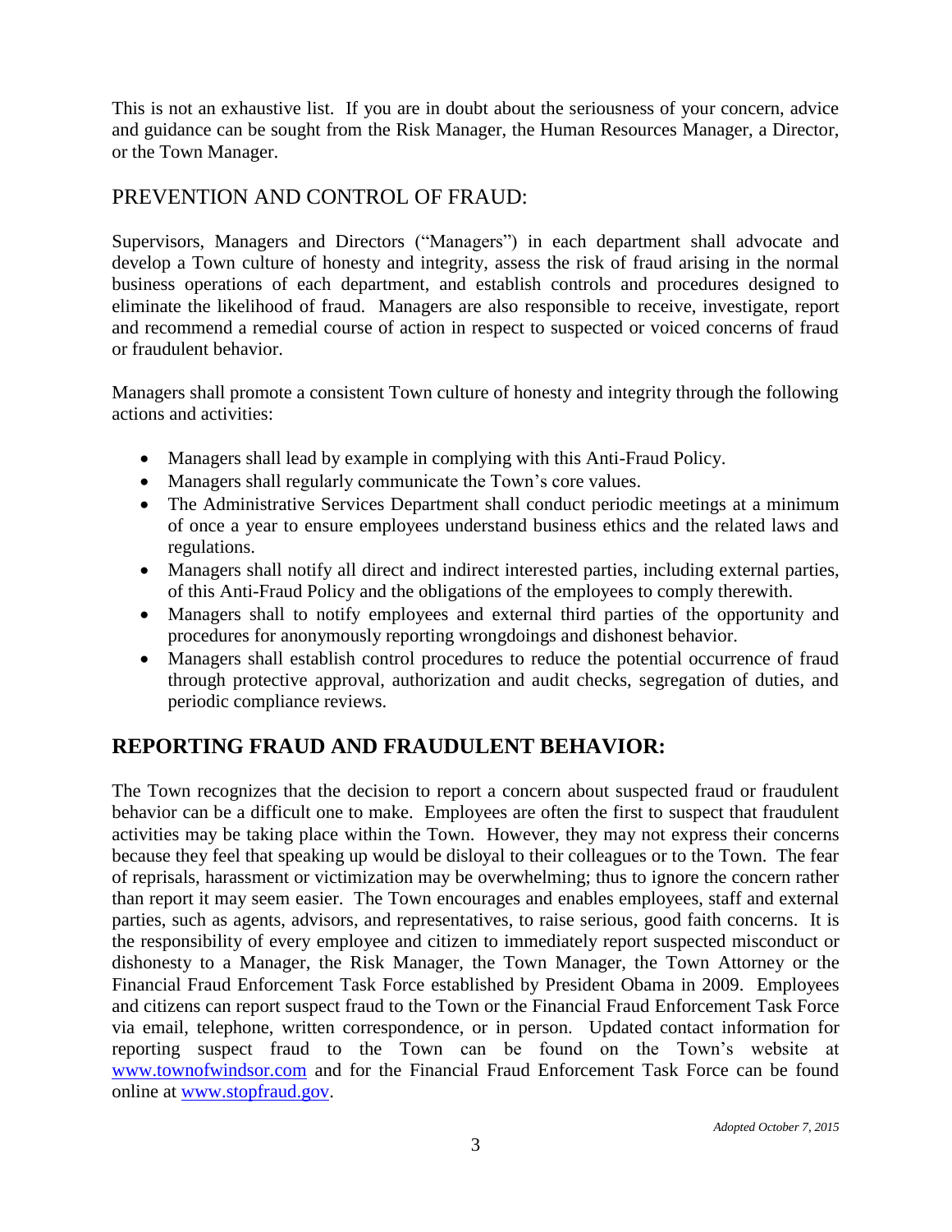This is not an exhaustive list. If you are in doubt about the seriousness of your concern, advice and guidance can be sought from the Risk Manager, the Human Resources Manager, a Director, or the Town Manager.

## PREVENTION AND CONTROL OF FRAUD:

Supervisors, Managers and Directors ("Managers") in each department shall advocate and develop a Town culture of honesty and integrity, assess the risk of fraud arising in the normal business operations of each department, and establish controls and procedures designed to eliminate the likelihood of fraud. Managers are also responsible to receive, investigate, report and recommend a remedial course of action in respect to suspected or voiced concerns of fraud or fraudulent behavior.

Managers shall promote a consistent Town culture of honesty and integrity through the following actions and activities:

- Managers shall lead by example in complying with this Anti-Fraud Policy.
- Managers shall regularly communicate the Town's core values.
- The Administrative Services Department shall conduct periodic meetings at a minimum of once a year to ensure employees understand business ethics and the related laws and regulations.
- Managers shall notify all direct and indirect interested parties, including external parties, of this Anti-Fraud Policy and the obligations of the employees to comply therewith.
- Managers shall to notify employees and external third parties of the opportunity and procedures for anonymously reporting wrongdoings and dishonest behavior.
- Managers shall establish control procedures to reduce the potential occurrence of fraud through protective approval, authorization and audit checks, segregation of duties, and periodic compliance reviews.

## REPORTING FRAUD AND FRAUDULENT BEHAVIOR:

The Town recognizes that the decision to report a concern about suspected fraud or fraudulent behavior can be a difficult one to make. Employees are often the first to suspect that fraudulent activities may be taking place within the Town. However, they may not express their concerns because they feel that speaking up would be disloyal to their colleagues or to the Town. The fear of reprisals, harassment or victimization may be overwhelming; thus to ignore the concern rather than report it may seem easier. The Town encourages and enables employees, staff and external parties, such as agents, advisors, and representatives, to raise serious, good faith concerns. It is the responsibility of every employee and citizen to immediately report suspected misconduct or dishonesty to a Manager, the Risk Manager, the Town Manager, the Town Attorney or the Financial Fraud Enforcement Task Force established by President Obama in 2009. Employees and citizens can report suspect fraud to the Town or the Financial Fraud Enforcement Task Force via email, telephone, written correspondence, or in person. Updated contact information for reporting suspect fraud to the Town can be found on the Town's website at [www.townofwindsor.com](http://www.townofwindsor.com) and for the Financial Fraud Enforcement Task Force can be found online at [www.stopfraud.gov](http://www.stopfraud.gov).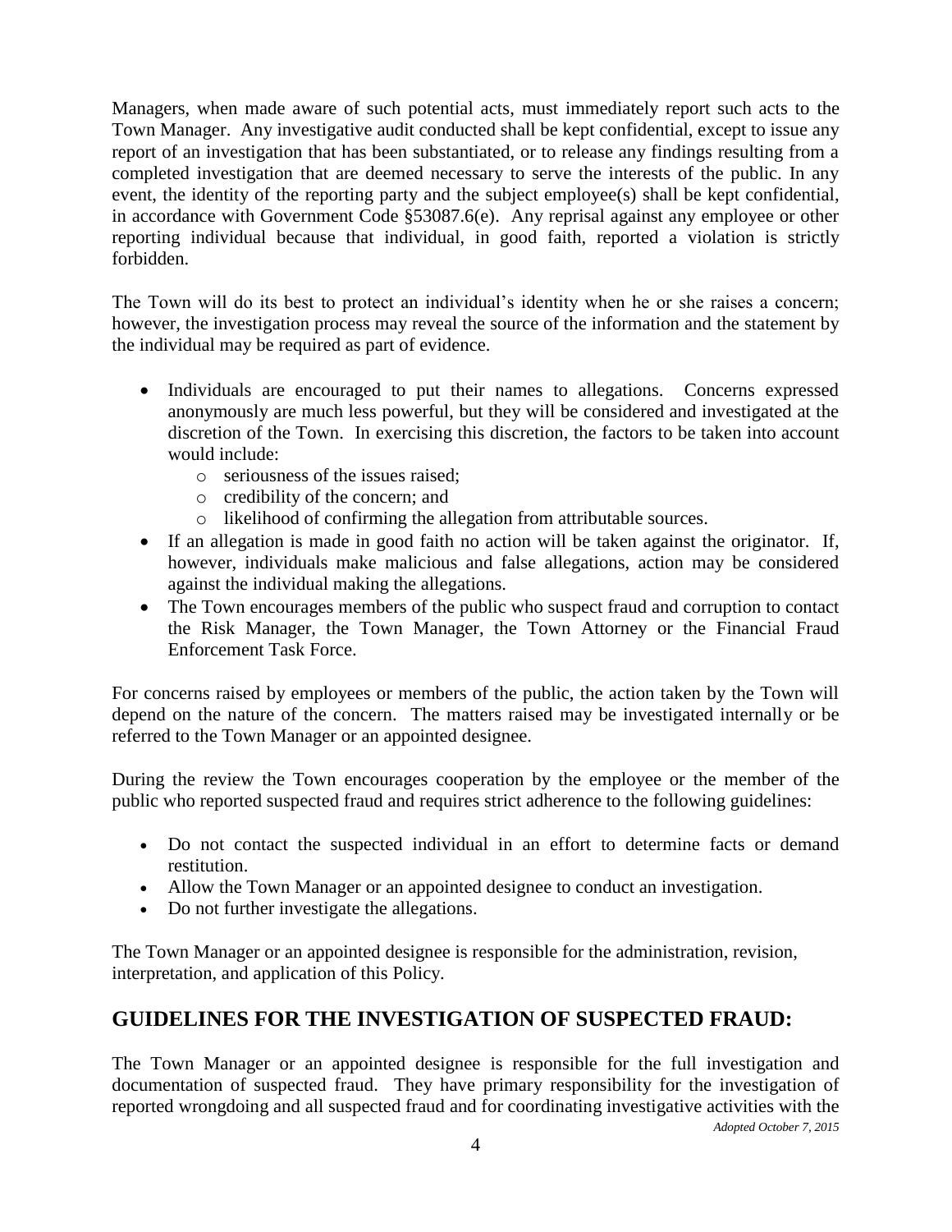Managers, when made aware of such potential acts, must immediately report such acts to the Town Manager. Any investigative audit conducted shall be kept confidential, except to issue any report of an investigation that has been substantiated, or to release any findings resulting from a completed investigation that are deemed necessary to serve the interests of the public. In any event, the identity of the reporting party and the subject employee(s) shall be kept confidential, in accordance with Government Code §53087.6(e). Any reprisal against any employee or other reporting individual because that individual, in good faith, reported a violation is strictly forbidden.

The Town will do its best to protect an individual's identity when he or she raises a concern; however, the investigation process may reveal the source of the information and the statement by the individual may be required as part of evidence.

- Individuals are encouraged to put their names to allegations. Concerns expressed anonymously are much less powerful, but they will be considered and investigated at the discretion of the Town. In exercising this discretion, the factors to be taken into account would include:
  - seriousness of the issues raised;
  - credibility of the concern; and
  - likelihood of confirming the allegation from attributable sources.
- If an allegation is made in good faith no action will be taken against the originator. If, however, individuals make malicious and false allegations, action may be considered against the individual making the allegations.
- The Town encourages members of the public who suspect fraud and corruption to contact the Risk Manager, the Town Manager, the Town Attorney or the Financial Fraud Enforcement Task Force.

For concerns raised by employees or members of the public, the action taken by the Town will depend on the nature of the concern. The matters raised may be investigated internally or be referred to the Town Manager or an appointed designee.

During the review the Town encourages cooperation by the employee or the member of the public who reported suspected fraud and requires strict adherence to the following guidelines:

- Do not contact the suspected individual in an effort to determine facts or demand restitution.
- Allow the Town Manager or an appointed designee to conduct an investigation.
- Do not further investigate the allegations.

The Town Manager or an appointed designee is responsible for the administration, revision, interpretation, and application of this Policy.

## GUIDELINES FOR THE INVESTIGATION OF SUSPECTED FRAUD:

The Town Manager or an appointed designee is responsible for the full investigation and documentation of suspected fraud. They have primary responsibility for the investigation of reported wrongdoing and all suspected fraud and for coordinating investigative activities with the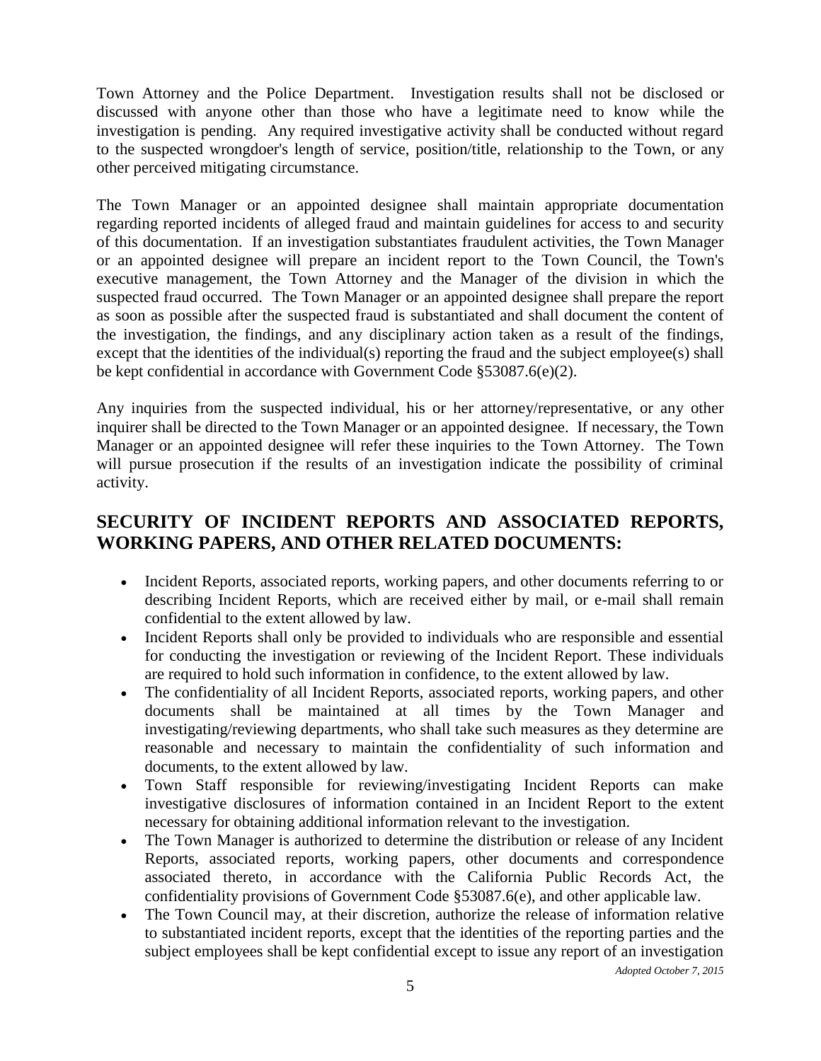Town Attorney and the Police Department. Investigation results shall not be disclosed or discussed with anyone other than those who have a legitimate need to know while the investigation is pending. Any required investigative activity shall be conducted without regard to the suspected wrongdoer's length of service, position/title, relationship to the Town, or any other perceived mitigating circumstance.

The Town Manager or an appointed designee shall maintain appropriate documentation regarding reported incidents of alleged fraud and maintain guidelines for access to and security of this documentation. If an investigation substantiates fraudulent activities, the Town Manager or an appointed designee will prepare an incident report to the Town Council, the Town's executive management, the Town Attorney and the Manager of the division in which the suspected fraud occurred. The Town Manager or an appointed designee shall prepare the report as soon as possible after the suspected fraud is substantiated and shall document the content of the investigation, the findings, and any disciplinary action taken as a result of the findings, except that the identities of the individual(s) reporting the fraud and the subject employee(s) shall be kept confidential in accordance with Government Code §53087.6(e)(2).

Any inquiries from the suspected individual, his or her attorney/representative, or any other inquirer shall be directed to the Town Manager or an appointed designee. If necessary, the Town Manager or an appointed designee will refer these inquiries to the Town Attorney. The Town will pursue prosecution if the results of an investigation indicate the possibility of criminal activity.

## SECURITY OF INCIDENT REPORTS AND ASSOCIATED REPORTS, WORKING PAPERS, AND OTHER RELATED DOCUMENTS:

- Incident Reports, associated reports, working papers, and other documents referring to or describing Incident Reports, which are received either by mail, or e-mail shall remain confidential to the extent allowed by law.
- Incident Reports shall only be provided to individuals who are responsible and essential for conducting the investigation or reviewing of the Incident Report. These individuals are required to hold such information in confidence, to the extent allowed by law.
- The confidentiality of all Incident Reports, associated reports, working papers, and other documents shall be maintained at all times by the Town Manager and investigating/reviewing departments, who shall take such measures as they determine are reasonable and necessary to maintain the confidentiality of such information and documents, to the extent allowed by law.
- Town Staff responsible for reviewing/investigating Incident Reports can make investigative disclosures of information contained in an Incident Report to the extent necessary for obtaining additional information relevant to the investigation.
- The Town Manager is authorized to determine the distribution or release of any Incident Reports, associated reports, working papers, other documents and correspondence associated thereto, in accordance with the California Public Records Act, the confidentiality provisions of Government Code §53087.6(e), and other applicable law.
- The Town Council may, at their discretion, authorize the release of information relative to substantiated incident reports, except that the identities of the reporting parties and the subject employees shall be kept confidential except to issue any report of an investigation

*Adopted October 7, 2015*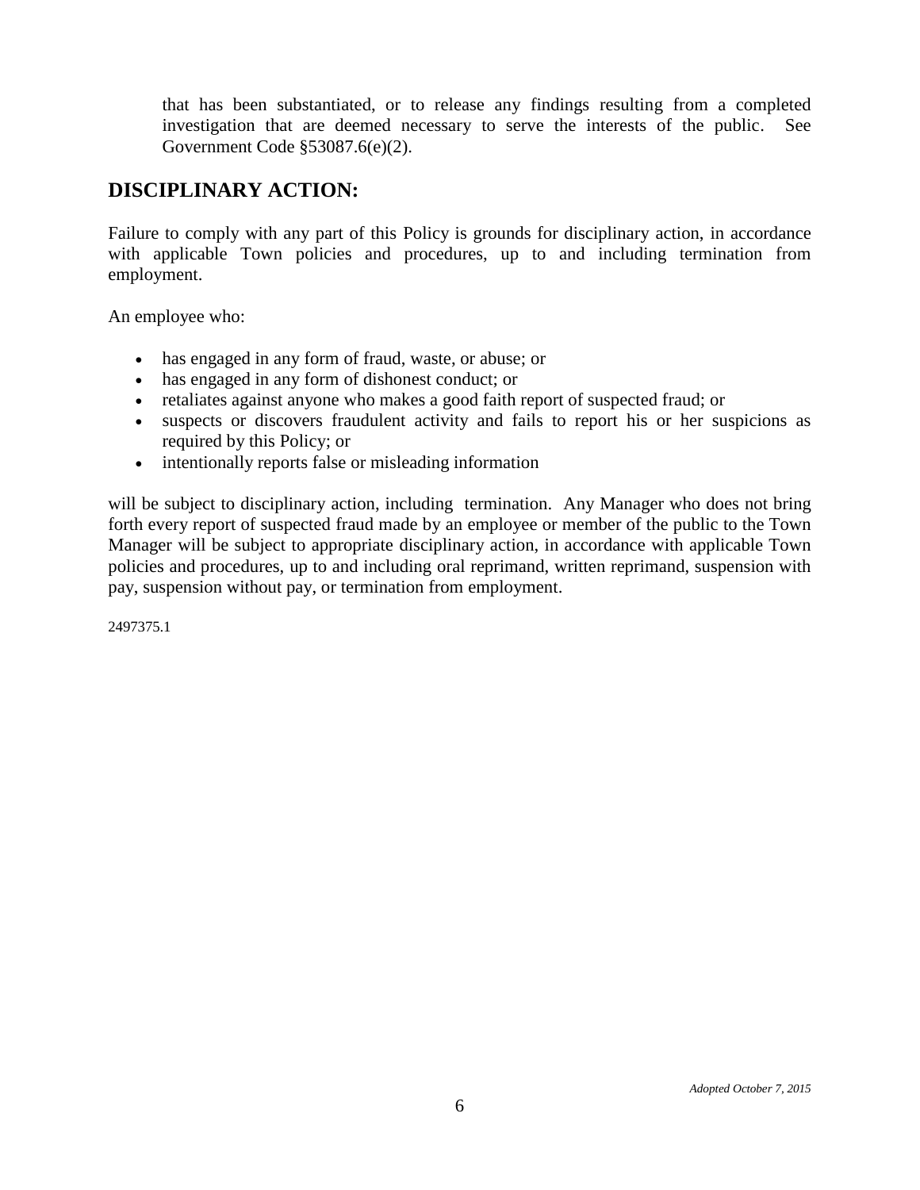that has been substantiated, or to release any findings resulting from a completed investigation that are deemed necessary to serve the interests of the public. See Government Code §53087.6(e)(2).

## DISCIPLINARY ACTION:

Failure to comply with any part of this Policy is grounds for disciplinary action, in accordance with applicable Town policies and procedures, up to and including termination from employment.

An employee who:

- has engaged in any form of fraud, waste, or abuse; or
- has engaged in any form of dishonest conduct; or
- retaliates against anyone who makes a good faith report of suspected fraud; or
- suspects or discovers fraudulent activity and fails to report his or her suspicions as required by this Policy; or
- intentionally reports false or misleading information

will be subject to disciplinary action, including termination. Any Manager who does not bring forth every report of suspected fraud made by an employee or member of the public to the Town Manager will be subject to appropriate disciplinary action, in accordance with applicable Town policies and procedures, up to and including oral reprimand, written reprimand, suspension with pay, suspension without pay, or termination from employment.

2497375.1

*Adopted October 7, 2015*